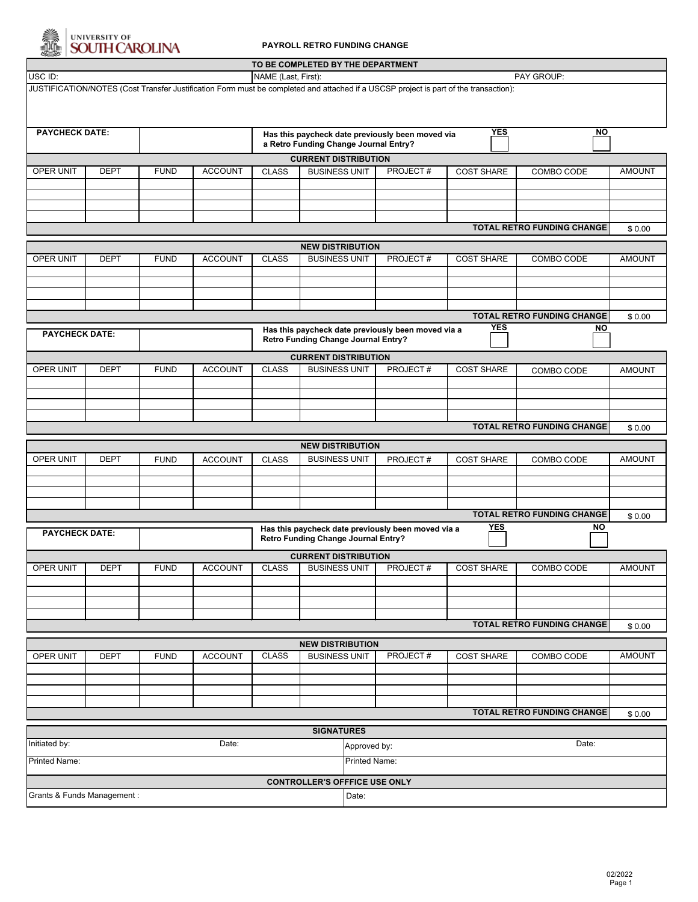UNIVERSITY OF SOUTH CAROLINA

# PAYROLL RETRO FUNDING CHANGE

| TO BE COMPLETED BY THE DEPARTMENT | | |
|---|---|---|
| USC ID: | NAME (Last, First): | PAY GROUP: |

JUSTIFICATION/NOTES (Cost Transfer Justification Form must be completed and attached if a USCSP project is part of the transaction):

| PAYCHECK DATE: | | Has this paycheck date previously been moved via a Retro Funding Change Journal Entry? | YES ☐ | NO ☐ |
|---|---|---|---|---|

**CURRENT DISTRIBUTION**

| OPER UNIT | DEPT | FUND | ACCOUNT | CLASS | BUSINESS UNIT | PROJECT # | COST SHARE | COMBO CODE | AMOUNT |
|---|---|---|---|---|---|---|---|---|---|
| | | | | | | | | | |
| | | | | | | | | | |
| | | | | | | | | | |
| | | | | | | | | | |
| | | | | | | | | TOTAL RETRO FUNDING CHANGE | $ 0.00 |

**NEW DISTRIBUTION**

| OPER UNIT | DEPT | FUND | ACCOUNT | CLASS | BUSINESS UNIT | PROJECT # | COST SHARE | COMBO CODE | AMOUNT |
|---|---|---|---|---|---|---|---|---|---|
| | | | | | | | | | |
| | | | | | | | | | |
| | | | | | | | | | |
| | | | | | | | | | |
| | | | | | | | | TOTAL RETRO FUNDING CHANGE | $ 0.00 |

| PAYCHECK DATE: | | Has this paycheck date previously been moved via a Retro Funding Change Journal Entry? | YES ☐ | NO ☐ |
|---|---|---|---|---|

**CURRENT DISTRIBUTION**

| OPER UNIT | DEPT | FUND | ACCOUNT | CLASS | BUSINESS UNIT | PROJECT # | COST SHARE | COMBO CODE | AMOUNT |
|---|---|---|---|---|---|---|---|---|---|
| | | | | | | | | | |
| | | | | | | | | | |
| | | | | | | | | | |
| | | | | | | | | | |
| | | | | | | | | TOTAL RETRO FUNDING CHANGE | $ 0.00 |

**NEW DISTRIBUTION**

| OPER UNIT | DEPT | FUND | ACCOUNT | CLASS | BUSINESS UNIT | PROJECT # | COST SHARE | COMBO CODE | AMOUNT |
|---|---|---|---|---|---|---|---|---|---|
| | | | | | | | | | |
| | | | | | | | | | |
| | | | | | | | | | |
| | | | | | | | | | |
| | | | | | | | | TOTAL RETRO FUNDING CHANGE | $ 0.00 |

| PAYCHECK DATE: | | Has this paycheck date previously been moved via a Retro Funding Change Journal Entry? | YES ☐ | NO ☐ |
|---|---|---|---|---|

**CURRENT DISTRIBUTION**

| OPER UNIT | DEPT | FUND | ACCOUNT | CLASS | BUSINESS UNIT | PROJECT # | COST SHARE | COMBO CODE | AMOUNT |
|---|---|---|---|---|---|---|---|---|---|
| | | | | | | | | | |
| | | | | | | | | | |
| | | | | | | | | | |
| | | | | | | | | | |
| | | | | | | | | TOTAL RETRO FUNDING CHANGE | $ 0.00 |

**NEW DISTRIBUTION**

| OPER UNIT | DEPT | FUND | ACCOUNT | CLASS | BUSINESS UNIT | PROJECT # | COST SHARE | COMBO CODE | AMOUNT |
|---|---|---|---|---|---|---|---|---|---|
| | | | | | | | | | |
| | | | | | | | | | |
| | | | | | | | | | |
| | | | | | | | | | |
| | | | | | | | | TOTAL RETRO FUNDING CHANGE | $ 0.00 |

**SIGNATURES**

| Initiated by: | Date: | Approved by: | Date: |
|---|---|---|---|
| Printed Name: | | Printed Name: | |

**CONTROLLER'S OFFICE USE ONLY**

| Grants & Funds Management : | Date: |
|---|---|

02/2022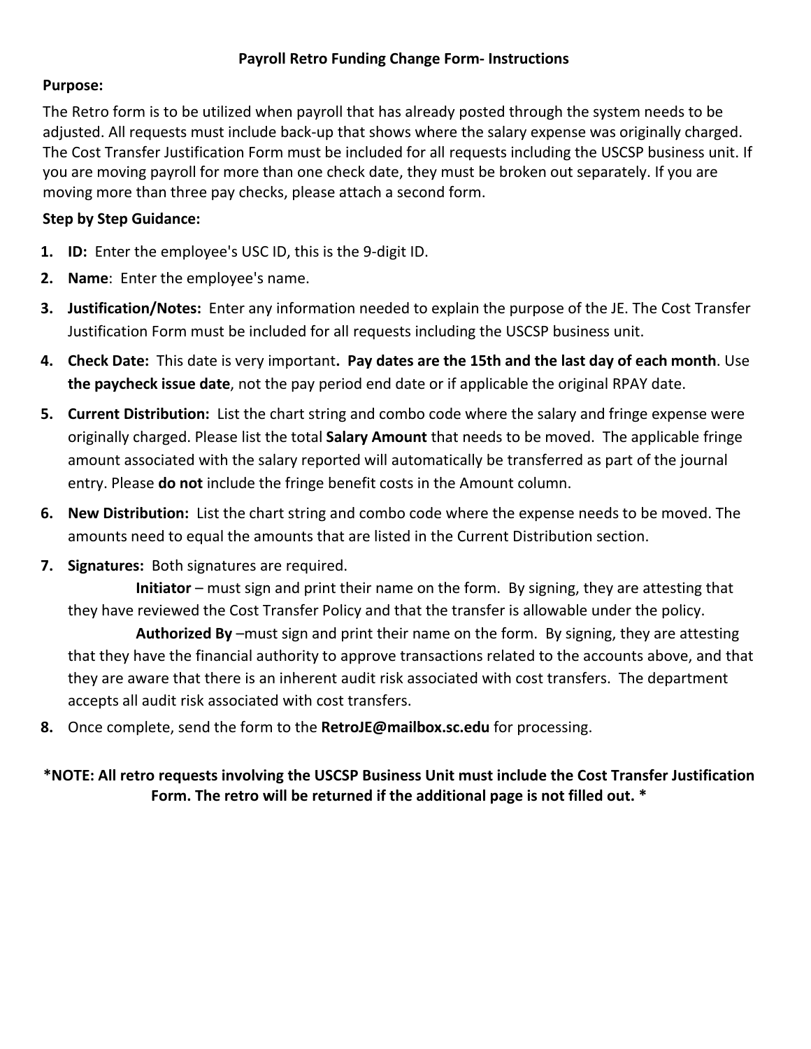## Payroll Retro Funding Change Form- Instructions

**Purpose:**

The Retro form is to be utilized when payroll that has already posted through the system needs to be adjusted. All requests must include back-up that shows where the salary expense was originally charged. The Cost Transfer Justification Form must be included for all requests including the USCSP business unit. If you are moving payroll for more than one check date, they must be broken out separately. If you are moving more than three pay checks, please attach a second form.

**Step by Step Guidance:**

1. **ID:** Enter the employee's USC ID, this is the 9-digit ID.
2. **Name**: Enter the employee's name.
3. **Justification/Notes:** Enter any information needed to explain the purpose of the JE. The Cost Transfer Justification Form must be included for all requests including the USCSP business unit.
4. **Check Date:** This date is very important**. Pay dates are the 15th and the last day of each month**. Use **the paycheck issue date**, not the pay period end date or if applicable the original RPAY date.
5. **Current Distribution:** List the chart string and combo code where the salary and fringe expense were originally charged. Please list the total **Salary Amount** that needs to be moved. The applicable fringe amount associated with the salary reported will automatically be transferred as part of the journal entry. Please **do not** include the fringe benefit costs in the Amount column.
6. **New Distribution:** List the chart string and combo code where the expense needs to be moved. The amounts need to equal the amounts that are listed in the Current Distribution section.
7. **Signatures:** Both signatures are required.

   **Initiator** – must sign and print their name on the form. By signing, they are attesting that they have reviewed the Cost Transfer Policy and that the transfer is allowable under the policy.

   **Authorized By** –must sign and print their name on the form. By signing, they are attesting that they have the financial authority to approve transactions related to the accounts above, and that they are aware that there is an inherent audit risk associated with cost transfers. The department accepts all audit risk associated with cost transfers.
8. Once complete, send the form to the **RetroJE@mailbox.sc.edu** for processing.

**\*NOTE: All retro requests involving the USCSP Business Unit must include the Cost Transfer Justification Form. The retro will be returned if the additional page is not filled out. \***